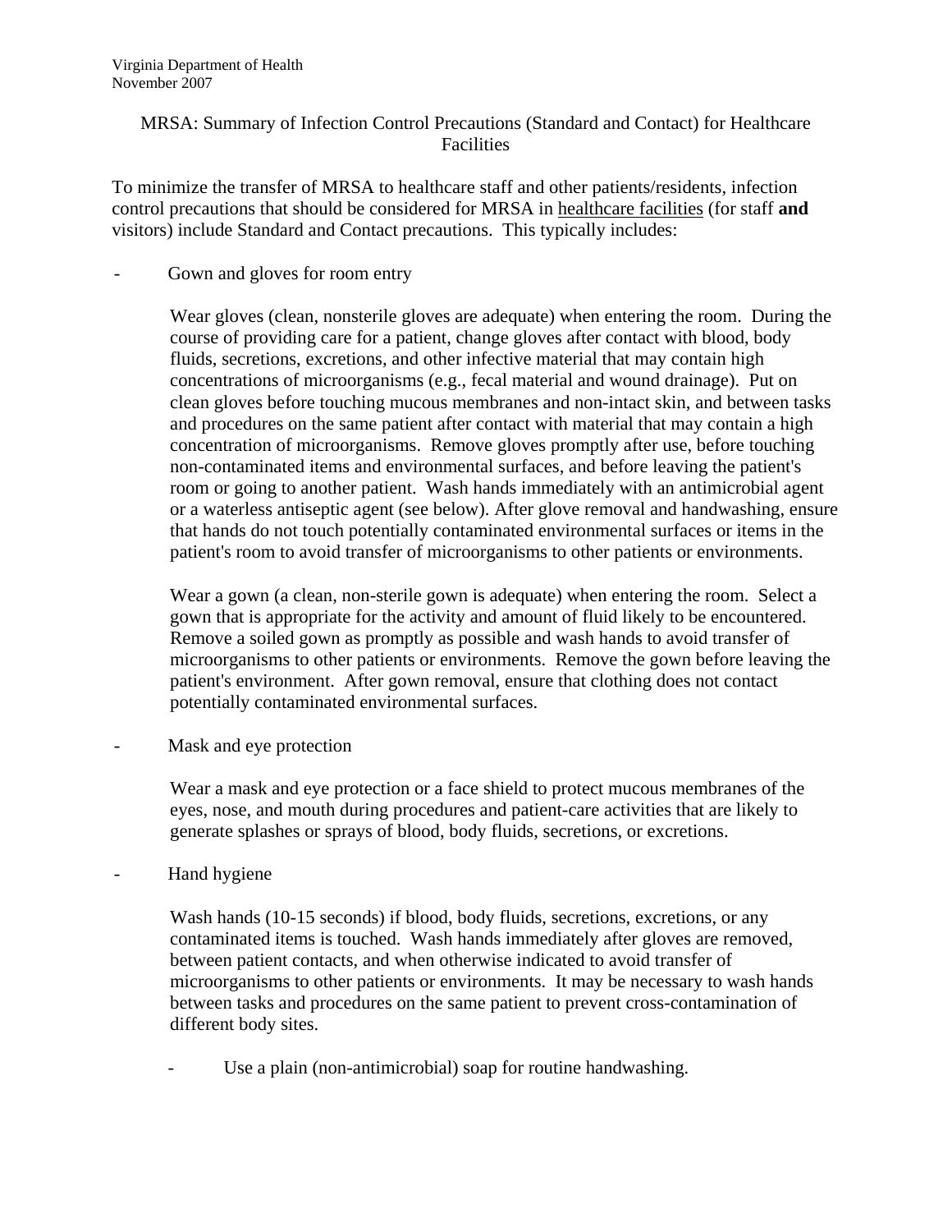Virginia Department of Health
November 2007

# MRSA: Summary of Infection Control Precautions (Standard and Contact) for Healthcare Facilities

To minimize the transfer of MRSA to healthcare staff and other patients/residents, infection control precautions that should be considered for MRSA in healthcare facilities (for staff **and** visitors) include Standard and Contact precautions. This typically includes:

- Gown and gloves for room entry

  Wear gloves (clean, nonsterile gloves are adequate) when entering the room. During the course of providing care for a patient, change gloves after contact with blood, body fluids, secretions, excretions, and other infective material that may contain high concentrations of microorganisms (e.g., fecal material and wound drainage). Put on clean gloves before touching mucous membranes and non-intact skin, and between tasks and procedures on the same patient after contact with material that may contain a high concentration of microorganisms. Remove gloves promptly after use, before touching non-contaminated items and environmental surfaces, and before leaving the patient's room or going to another patient. Wash hands immediately with an antimicrobial agent or a waterless antiseptic agent (see below). After glove removal and handwashing, ensure that hands do not touch potentially contaminated environmental surfaces or items in the patient's room to avoid transfer of microorganisms to other patients or environments.

  Wear a gown (a clean, non-sterile gown is adequate) when entering the room. Select a gown that is appropriate for the activity and amount of fluid likely to be encountered. Remove a soiled gown as promptly as possible and wash hands to avoid transfer of microorganisms to other patients or environments. Remove the gown before leaving the patient's environment. After gown removal, ensure that clothing does not contact potentially contaminated environmental surfaces.

- Mask and eye protection

  Wear a mask and eye protection or a face shield to protect mucous membranes of the eyes, nose, and mouth during procedures and patient-care activities that are likely to generate splashes or sprays of blood, body fluids, secretions, or excretions.

- Hand hygiene

  Wash hands (10-15 seconds) if blood, body fluids, secretions, excretions, or any contaminated items is touched. Wash hands immediately after gloves are removed, between patient contacts, and when otherwise indicated to avoid transfer of microorganisms to other patients or environments. It may be necessary to wash hands between tasks and procedures on the same patient to prevent cross-contamination of different body sites.

  - Use a plain (non-antimicrobial) soap for routine handwashing.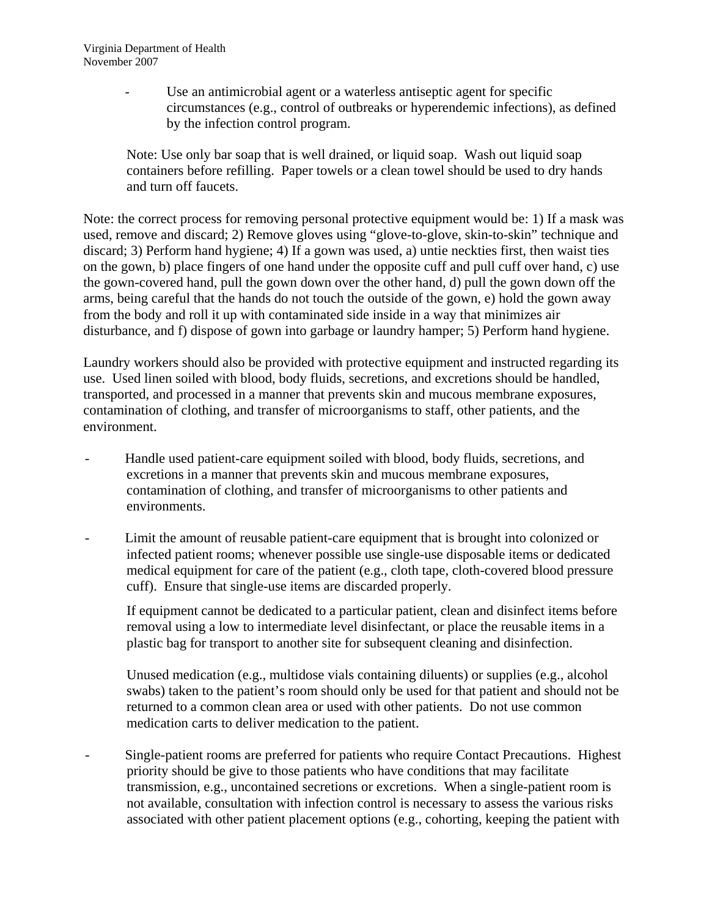- Use an antimicrobial agent or a waterless antiseptic agent for specific circumstances (e.g., control of outbreaks or hyperendemic infections), as defined by the infection control program.

  Note: Use only bar soap that is well drained, or liquid soap. Wash out liquid soap containers before refilling. Paper towels or a clean towel should be used to dry hands and turn off faucets.

Note: the correct process for removing personal protective equipment would be: 1) If a mask was used, remove and discard; 2) Remove gloves using "glove-to-glove, skin-to-skin" technique and discard; 3) Perform hand hygiene; 4) If a gown was used, a) untie neckties first, then waist ties on the gown, b) place fingers of one hand under the opposite cuff and pull cuff over hand, c) use the gown-covered hand, pull the gown down over the other hand, d) pull the gown down off the arms, being careful that the hands do not touch the outside of the gown, e) hold the gown away from the body and roll it up with contaminated side inside in a way that minimizes air disturbance, and f) dispose of gown into garbage or laundry hamper; 5) Perform hand hygiene.

Laundry workers should also be provided with protective equipment and instructed regarding its use. Used linen soiled with blood, body fluids, secretions, and excretions should be handled, transported, and processed in a manner that prevents skin and mucous membrane exposures, contamination of clothing, and transfer of microorganisms to staff, other patients, and the environment.

- Handle used patient-care equipment soiled with blood, body fluids, secretions, and excretions in a manner that prevents skin and mucous membrane exposures, contamination of clothing, and transfer of microorganisms to other patients and environments.

- Limit the amount of reusable patient-care equipment that is brought into colonized or infected patient rooms; whenever possible use single-use disposable items or dedicated medical equipment for care of the patient (e.g., cloth tape, cloth-covered blood pressure cuff). Ensure that single-use items are discarded properly.

  If equipment cannot be dedicated to a particular patient, clean and disinfect items before removal using a low to intermediate level disinfectant, or place the reusable items in a plastic bag for transport to another site for subsequent cleaning and disinfection.

  Unused medication (e.g., multidose vials containing diluents) or supplies (e.g., alcohol swabs) taken to the patient's room should only be used for that patient and should not be returned to a common clean area or used with other patients. Do not use common medication carts to deliver medication to the patient.

- Single-patient rooms are preferred for patients who require Contact Precautions. Highest priority should be give to those patients who have conditions that may facilitate transmission, e.g., uncontained secretions or excretions. When a single-patient room is not available, consultation with infection control is necessary to assess the various risks associated with other patient placement options (e.g., cohorting, keeping the patient with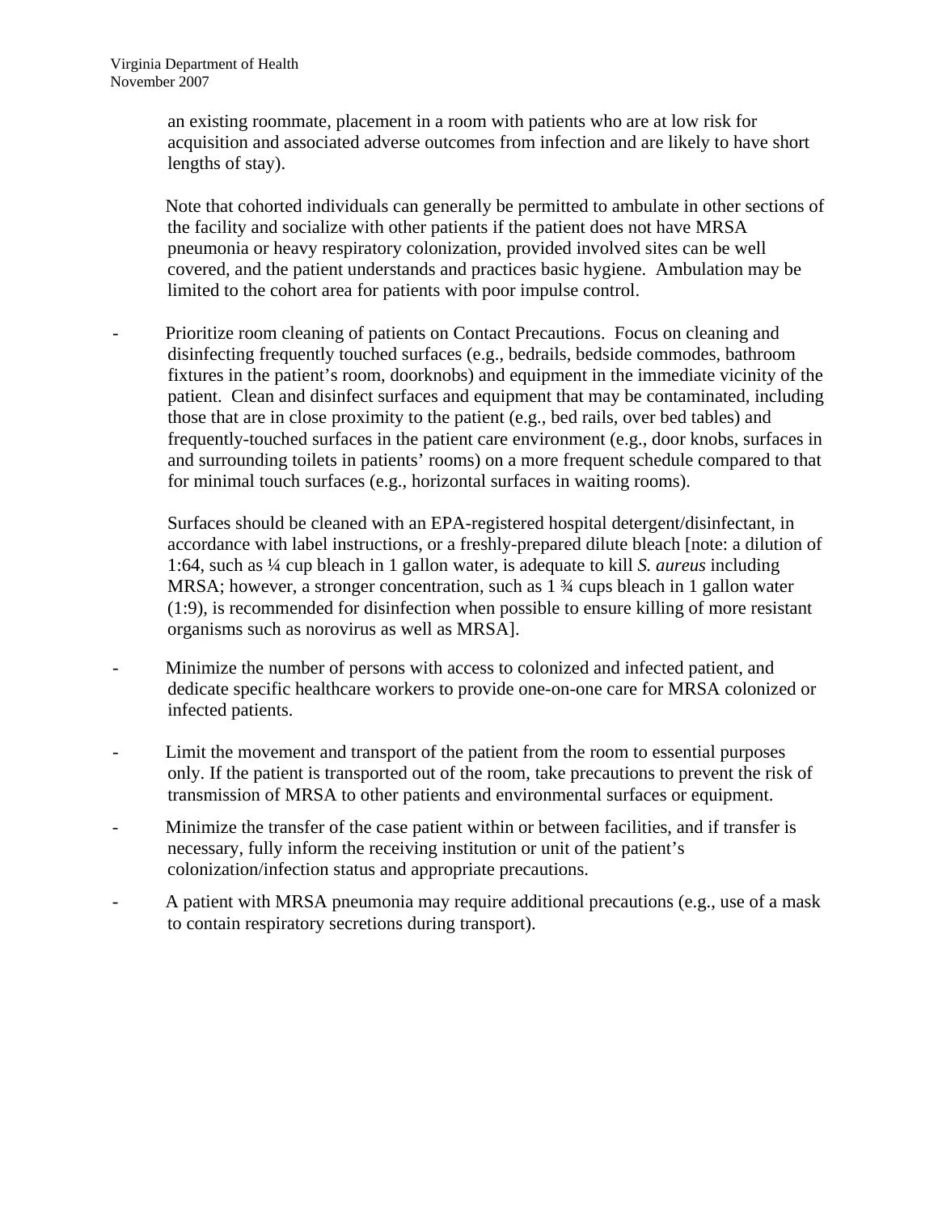an existing roommate, placement in a room with patients who are at low risk for acquisition and associated adverse outcomes from infection and are likely to have short lengths of stay).

Note that cohorted individuals can generally be permitted to ambulate in other sections of the facility and socialize with other patients if the patient does not have MRSA pneumonia or heavy respiratory colonization, provided involved sites can be well covered, and the patient understands and practices basic hygiene. Ambulation may be limited to the cohort area for patients with poor impulse control.

- Prioritize room cleaning of patients on Contact Precautions. Focus on cleaning and disinfecting frequently touched surfaces (e.g., bedrails, bedside commodes, bathroom fixtures in the patient's room, doorknobs) and equipment in the immediate vicinity of the patient. Clean and disinfect surfaces and equipment that may be contaminated, including those that are in close proximity to the patient (e.g., bed rails, over bed tables) and frequently-touched surfaces in the patient care environment (e.g., door knobs, surfaces in and surrounding toilets in patients' rooms) on a more frequent schedule compared to that for minimal touch surfaces (e.g., horizontal surfaces in waiting rooms).

  Surfaces should be cleaned with an EPA-registered hospital detergent/disinfectant, in accordance with label instructions, or a freshly-prepared dilute bleach [note: a dilution of 1:64, such as ¼ cup bleach in 1 gallon water, is adequate to kill *S. aureus* including MRSA; however, a stronger concentration, such as 1 ¾ cups bleach in 1 gallon water (1:9), is recommended for disinfection when possible to ensure killing of more resistant organisms such as norovirus as well as MRSA].

- Minimize the number of persons with access to colonized and infected patient, and dedicate specific healthcare workers to provide one-on-one care for MRSA colonized or infected patients.

- Limit the movement and transport of the patient from the room to essential purposes only. If the patient is transported out of the room, take precautions to prevent the risk of transmission of MRSA to other patients and environmental surfaces or equipment.

- Minimize the transfer of the case patient within or between facilities, and if transfer is necessary, fully inform the receiving institution or unit of the patient's colonization/infection status and appropriate precautions.

- A patient with MRSA pneumonia may require additional precautions (e.g., use of a mask to contain respiratory secretions during transport).